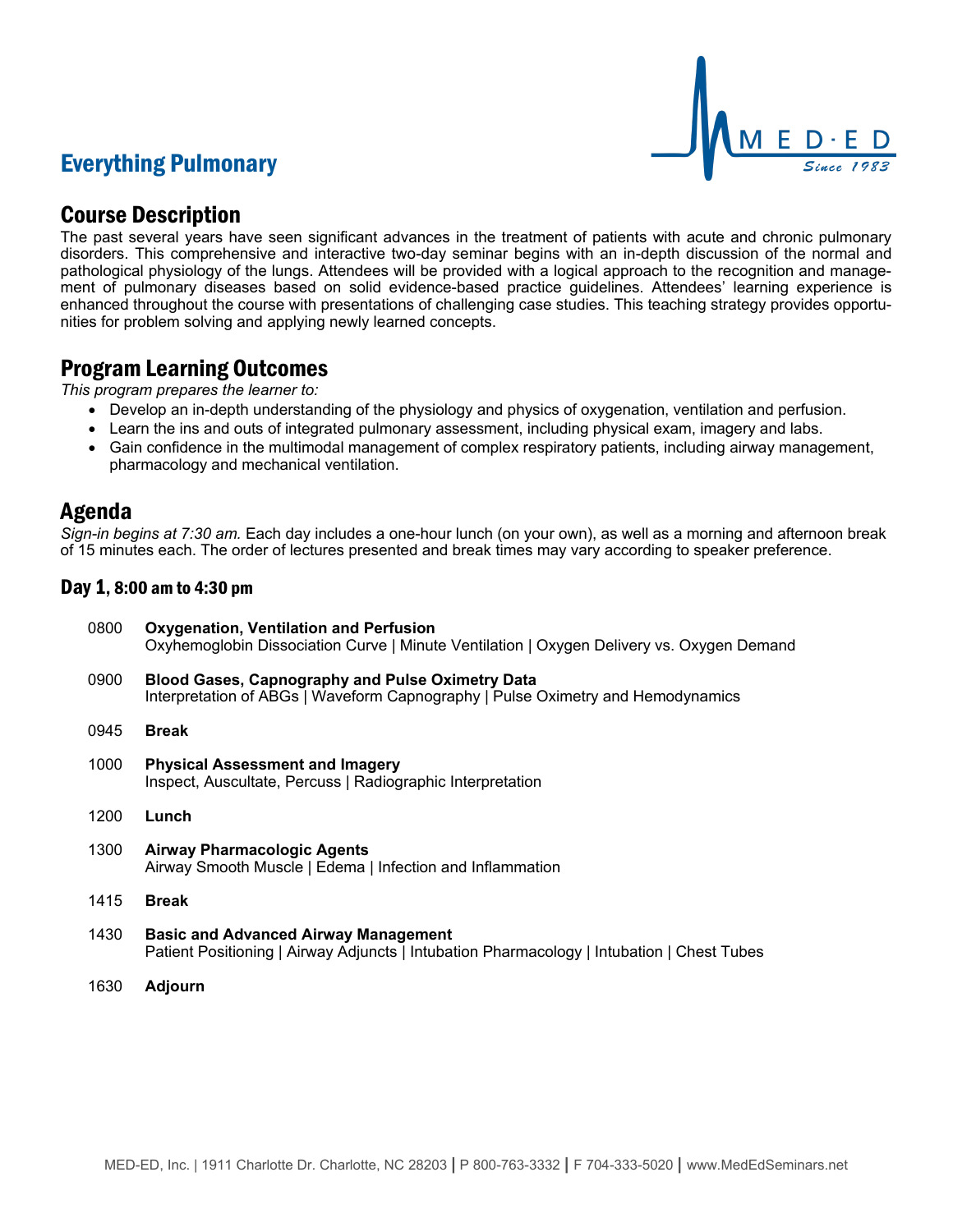# Everything Pulmonary

MED·ED Since 1983

## Course Description

The past several years have seen significant advances in the treatment of patients with acute and chronic pulmonary disorders. This comprehensive and interactive two-day seminar begins with an in-depth discussion of the normal and pathological physiology of the lungs. Attendees will be provided with a logical approach to the recognition and management of pulmonary diseases based on solid evidence-based practice guidelines. Attendees' learning experience is enhanced throughout the course with presentations of challenging case studies. This teaching strategy provides opportunities for problem solving and applying newly learned concepts.

## Program Learning Outcomes

*This program prepares the learner to:*

- Develop an in-depth understanding of the physiology and physics of oxygenation, ventilation and perfusion.
- Learn the ins and outs of integrated pulmonary assessment, including physical exam, imagery and labs.
- Gain confidence in the multimodal management of complex respiratory patients, including airway management, pharmacology and mechanical ventilation.

## Agenda

*Sign-in begins at 7:30 am.* Each day includes a one-hour lunch (on your own), as well as a morning and afternoon break of 15 minutes each. The order of lectures presented and break times may vary according to speaker preference.

### Day 1, 8:00 am to 4:30 pm

0800 **Oxygenation, Ventilation and Perfusion**
Oxyhemoglobin Dissociation Curve | Minute Ventilation | Oxygen Delivery vs. Oxygen Demand

0900 **Blood Gases, Capnography and Pulse Oximetry Data**
Interpretation of ABGs | Waveform Capnography | Pulse Oximetry and Hemodynamics

0945 **Break**

1000 **Physical Assessment and Imagery**
Inspect, Auscultate, Percuss | Radiographic Interpretation

1200 **Lunch**

1300 **Airway Pharmacologic Agents**
Airway Smooth Muscle | Edema | Infection and Inflammation

1415 **Break**

1430 **Basic and Advanced Airway Management**
Patient Positioning | Airway Adjuncts | Intubation Pharmacology | Intubation | Chest Tubes

1630 **Adjourn**

MED-ED, Inc. | 1911 Charlotte Dr. Charlotte, NC 28203 | P 800-763-3332 | F 704-333-5020 | www.MedEdSeminars.net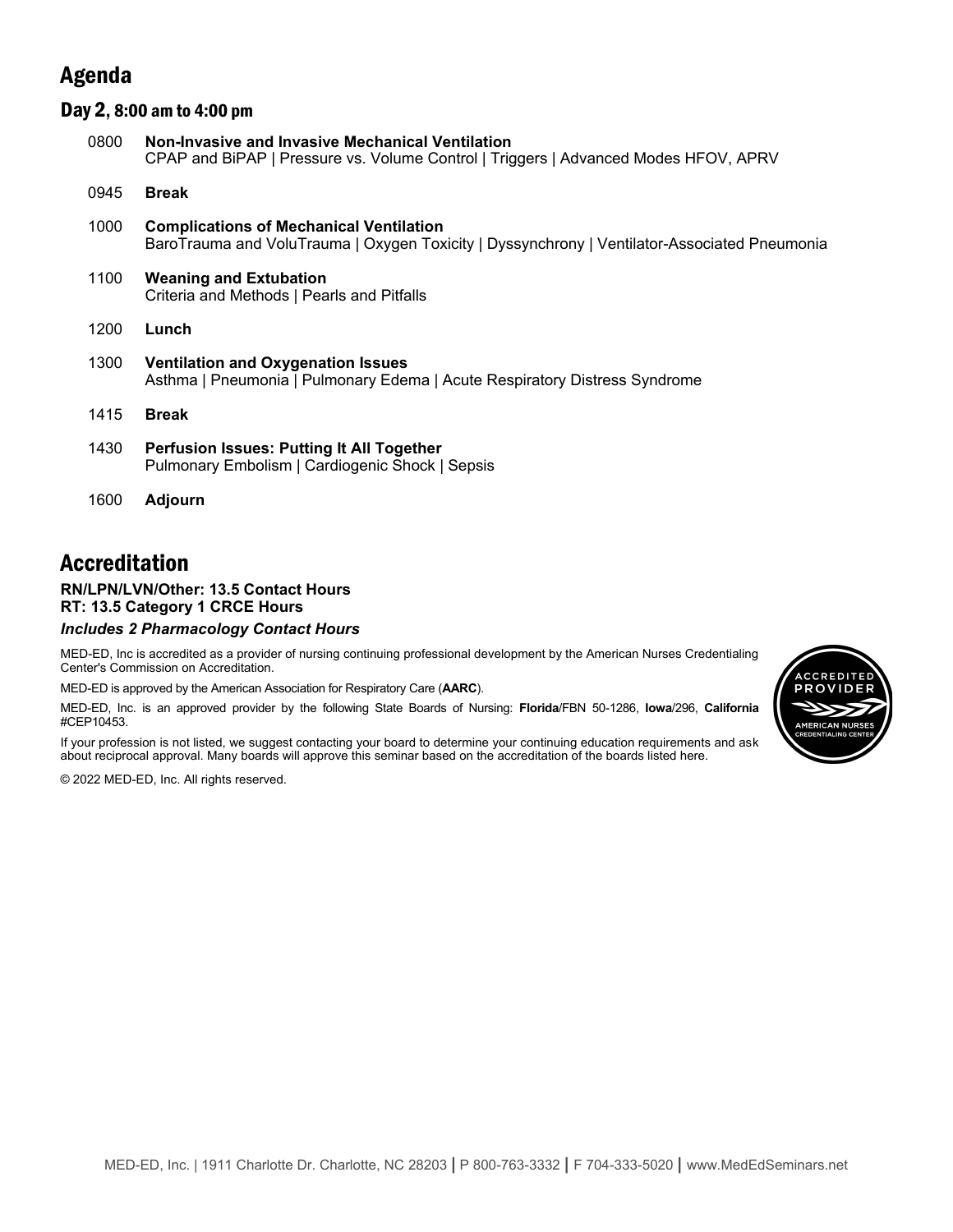## Agenda

### Day 2, 8:00 am to 4:00 pm

0800 **Non-Invasive and Invasive Mechanical Ventilation**
CPAP and BiPAP | Pressure vs. Volume Control | Triggers | Advanced Modes HFOV, APRV

0945 **Break**

1000 **Complications of Mechanical Ventilation**
BaroTrauma and VoluTrauma | Oxygen Toxicity | Dyssynchrony | Ventilator-Associated Pneumonia

1100 **Weaning and Extubation**
Criteria and Methods | Pearls and Pitfalls

1200 **Lunch**

1300 **Ventilation and Oxygenation Issues**
Asthma | Pneumonia | Pulmonary Edema | Acute Respiratory Distress Syndrome

1415 **Break**

1430 **Perfusion Issues: Putting It All Together**
Pulmonary Embolism | Cardiogenic Shock | Sepsis

1600 **Adjourn**

## Accreditation

**RN/LPN/LVN/Other: 13.5 Contact Hours**
**RT: 13.5 Category 1 CRCE Hours**

***Includes 2 Pharmacology Contact Hours***

MED-ED, Inc is accredited as a provider of nursing continuing professional development by the American Nurses Credentialing Center's Commission on Accreditation.

MED-ED is approved by the American Association for Respiratory Care (**AARC**).

MED-ED, Inc. is an approved provider by the following State Boards of Nursing: **Florida**/FBN 50-1286, **Iowa**/296, **California** #CEP10453.

If your profession is not listed, we suggest contacting your board to determine your continuing education requirements and ask about reciprocal approval. Many boards will approve this seminar based on the accreditation of the boards listed here.

© 2022 MED-ED, Inc. All rights reserved.

MED-ED, Inc. | 1911 Charlotte Dr. Charlotte, NC 28203 | P 800-763-3332 | F 704-333-5020 | www.MedEdSeminars.net